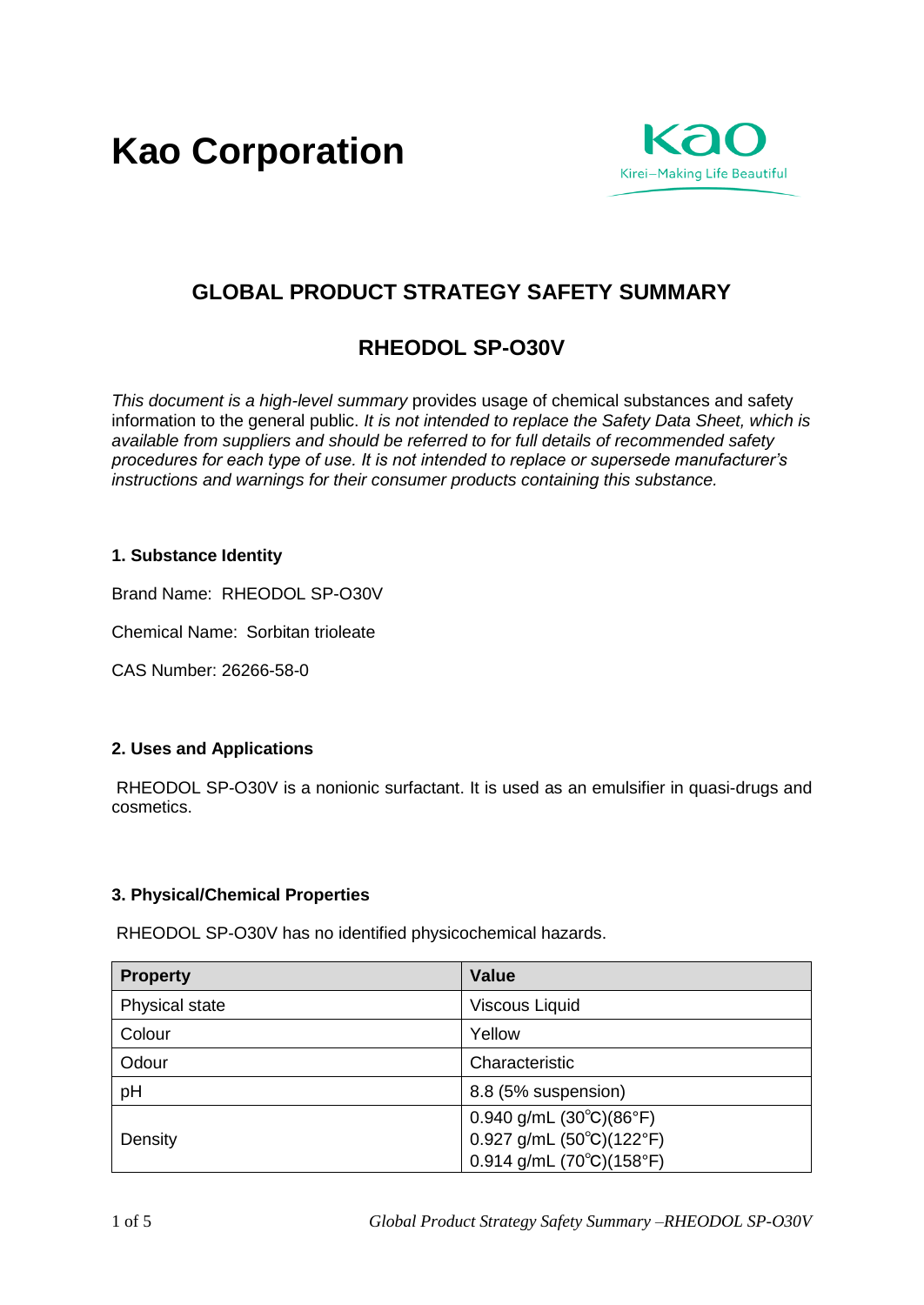# Kao Corporation

Kao
Kirei–Making Life Beautiful

## GLOBAL PRODUCT STRATEGY SAFETY SUMMARY

## RHEODOL SP-O30V

*This document is a high-level summary* provides usage of chemical substances and safety information to the general public. *It is not intended to replace the Safety Data Sheet, which is available from suppliers and should be referred to for full details of recommended safety procedures for each type of use. It is not intended to replace or supersede manufacturer's instructions and warnings for their consumer products containing this substance.*

### 1. Substance Identity

Brand Name: RHEODOL SP-O30V

Chemical Name: Sorbitan trioleate

CAS Number: 26266-58-0

### 2. Uses and Applications

RHEODOL SP-O30V is a nonionic surfactant. It is used as an emulsifier in quasi-drugs and cosmetics.

### 3. Physical/Chemical Properties

RHEODOL SP-O30V has no identified physicochemical hazards.

| Property | Value |
|---|---|
| Physical state | Viscous Liquid |
| Colour | Yellow |
| Odour | Characteristic |
| pH | 8.8 (5% suspension) |
| Density | 0.940 g/mL (30℃)(86°F)<br>0.927 g/mL (50℃)(122°F)<br>0.914 g/mL (70℃)(158°F) |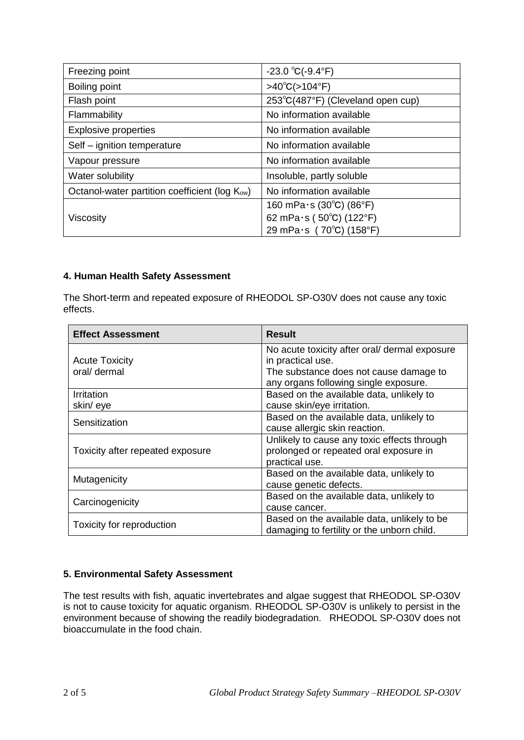| Freezing point | -23.0 ℃(-9.4°F) |
|---|---|
| Boiling point | >40℃(>104°F) |
| Flash point | 253℃(487°F) (Cleveland open cup) |
| Flammability | No information available |
| Explosive properties | No information available |
| Self – ignition temperature | No information available |
| Vapour pressure | No information available |
| Water solubility | Insoluble, partly soluble |
| Octanol-water partition coefficient (log $K_{ow}$) | No information available |
| Viscosity | 160 mPa･s (30℃) (86°F)<br>62 mPa･s ( 50℃) (122°F)<br>29 mPa･s ( 70℃) (158°F) |

## 4. Human Health Safety Assessment

The Short-term and repeated exposure of RHEODOL SP-O30V does not cause any toxic effects.

| Effect Assessment | Result |
|---|---|
| Acute Toxicity<br>oral/ dermal | No acute toxicity after oral/ dermal exposure in practical use.<br>The substance does not cause damage to any organs following single exposure. |
| Irritation<br>skin/ eye | Based on the available data, unlikely to cause skin/eye irritation. |
| Sensitization | Based on the available data, unlikely to cause allergic skin reaction. |
| Toxicity after repeated exposure | Unlikely to cause any toxic effects through prolonged or repeated oral exposure in practical use. |
| Mutagenicity | Based on the available data, unlikely to cause genetic defects. |
| Carcinogenicity | Based on the available data, unlikely to cause cancer. |
| Toxicity for reproduction | Based on the available data, unlikely to be damaging to fertility or the unborn child. |

## 5. Environmental Safety Assessment

The test results with fish, aquatic invertebrates and algae suggest that RHEODOL SP-O30V is not to cause toxicity for aquatic organism. RHEODOL SP-O30V is unlikely to persist in the environment because of showing the readily biodegradation. RHEODOL SP-O30V does not bioaccumulate in the food chain.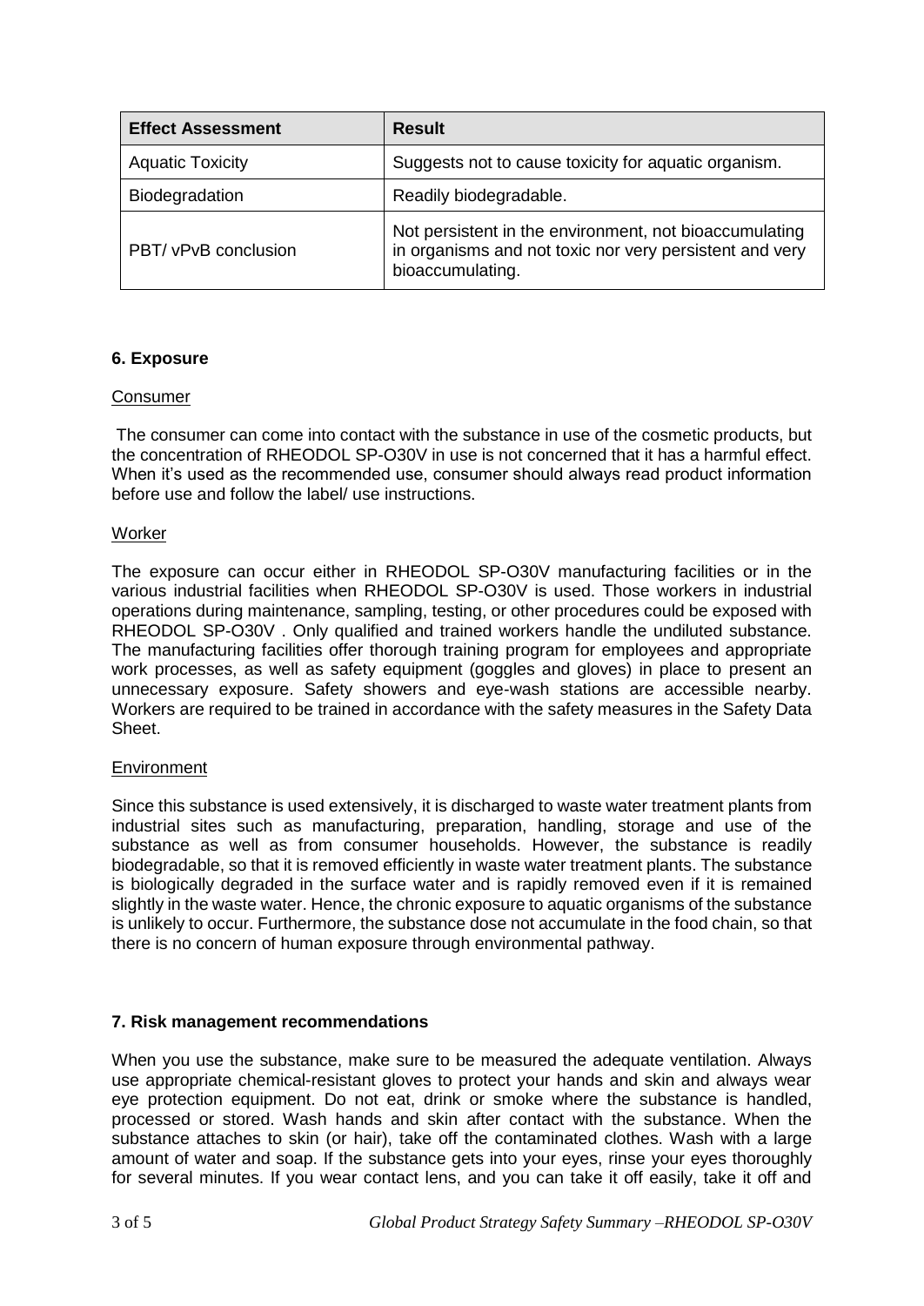| Effect Assessment | Result |
| --- | --- |
| Aquatic Toxicity | Suggests not to cause toxicity for aquatic organism. |
| Biodegradation | Readily biodegradable. |
| PBT/ vPvB conclusion | Not persistent in the environment, not bioaccumulating in organisms and not toxic nor very persistent and very bioaccumulating. |

## 6. Exposure

Consumer

The consumer can come into contact with the substance in use of the cosmetic products, but the concentration of RHEODOL SP-O30V in use is not concerned that it has a harmful effect. When it's used as the recommended use, consumer should always read product information before use and follow the label/ use instructions.

Worker

The exposure can occur either in RHEODOL SP-O30V manufacturing facilities or in the various industrial facilities when RHEODOL SP-O30V is used. Those workers in industrial operations during maintenance, sampling, testing, or other procedures could be exposed with RHEODOL SP-O30V . Only qualified and trained workers handle the undiluted substance. The manufacturing facilities offer thorough training program for employees and appropriate work processes, as well as safety equipment (goggles and gloves) in place to present an unnecessary exposure. Safety showers and eye-wash stations are accessible nearby. Workers are required to be trained in accordance with the safety measures in the Safety Data Sheet.

Environment

Since this substance is used extensively, it is discharged to waste water treatment plants from industrial sites such as manufacturing, preparation, handling, storage and use of the substance as well as from consumer households. However, the substance is readily biodegradable, so that it is removed efficiently in waste water treatment plants. The substance is biologically degraded in the surface water and is rapidly removed even if it is remained slightly in the waste water. Hence, the chronic exposure to aquatic organisms of the substance is unlikely to occur. Furthermore, the substance dose not accumulate in the food chain, so that there is no concern of human exposure through environmental pathway.

## 7. Risk management recommendations

When you use the substance, make sure to be measured the adequate ventilation. Always use appropriate chemical-resistant gloves to protect your hands and skin and always wear eye protection equipment. Do not eat, drink or smoke where the substance is handled, processed or stored. Wash hands and skin after contact with the substance. When the substance attaches to skin (or hair), take off the contaminated clothes. Wash with a large amount of water and soap. If the substance gets into your eyes, rinse your eyes thoroughly for several minutes. If you wear contact lens, and you can take it off easily, take it off and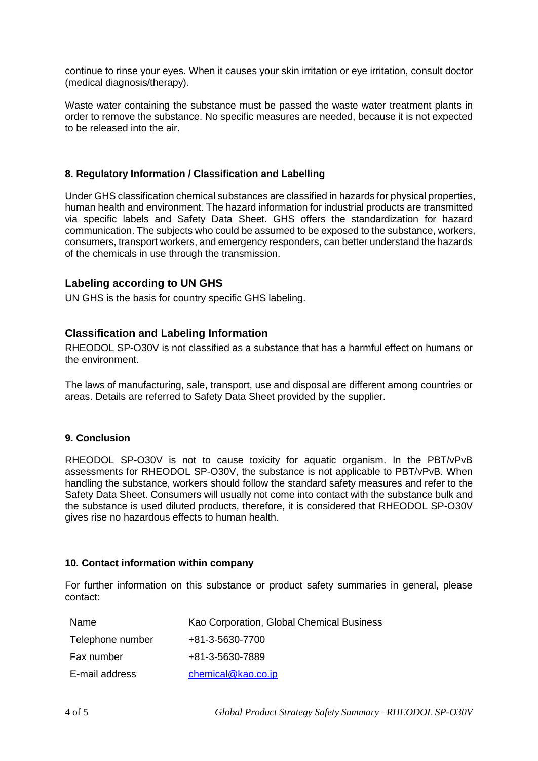continue to rinse your eyes. When it causes your skin irritation or eye irritation, consult doctor (medical diagnosis/therapy).

Waste water containing the substance must be passed the waste water treatment plants in order to remove the substance. No specific measures are needed, because it is not expected to be released into the air.

## 8. Regulatory Information / Classification and Labelling

Under GHS classification chemical substances are classified in hazards for physical properties, human health and environment. The hazard information for industrial products are transmitted via specific labels and Safety Data Sheet. GHS offers the standardization for hazard communication. The subjects who could be assumed to be exposed to the substance, workers, consumers, transport workers, and emergency responders, can better understand the hazards of the chemicals in use through the transmission.

### Labeling according to UN GHS

UN GHS is the basis for country specific GHS labeling.

### Classification and Labeling Information

RHEODOL SP-O30V is not classified as a substance that has a harmful effect on humans or the environment.

The laws of manufacturing, sale, transport, use and disposal are different among countries or areas. Details are referred to Safety Data Sheet provided by the supplier.

## 9. Conclusion

RHEODOL SP-O30V is not to cause toxicity for aquatic organism. In the PBT/vPvB assessments for RHEODOL SP-O30V, the substance is not applicable to PBT/vPvB. When handling the substance, workers should follow the standard safety measures and refer to the Safety Data Sheet. Consumers will usually not come into contact with the substance bulk and the substance is used diluted products, therefore, it is considered that RHEODOL SP-O30V gives rise no hazardous effects to human health.

## 10. Contact information within company

For further information on this substance or product safety summaries in general, please contact:

| | |
|---|---|
| Name | Kao Corporation, Global Chemical Business |
| Telephone number | +81-3-5630-7700 |
| Fax number | +81-3-5630-7889 |
| E-mail address | chemical@kao.co.jp |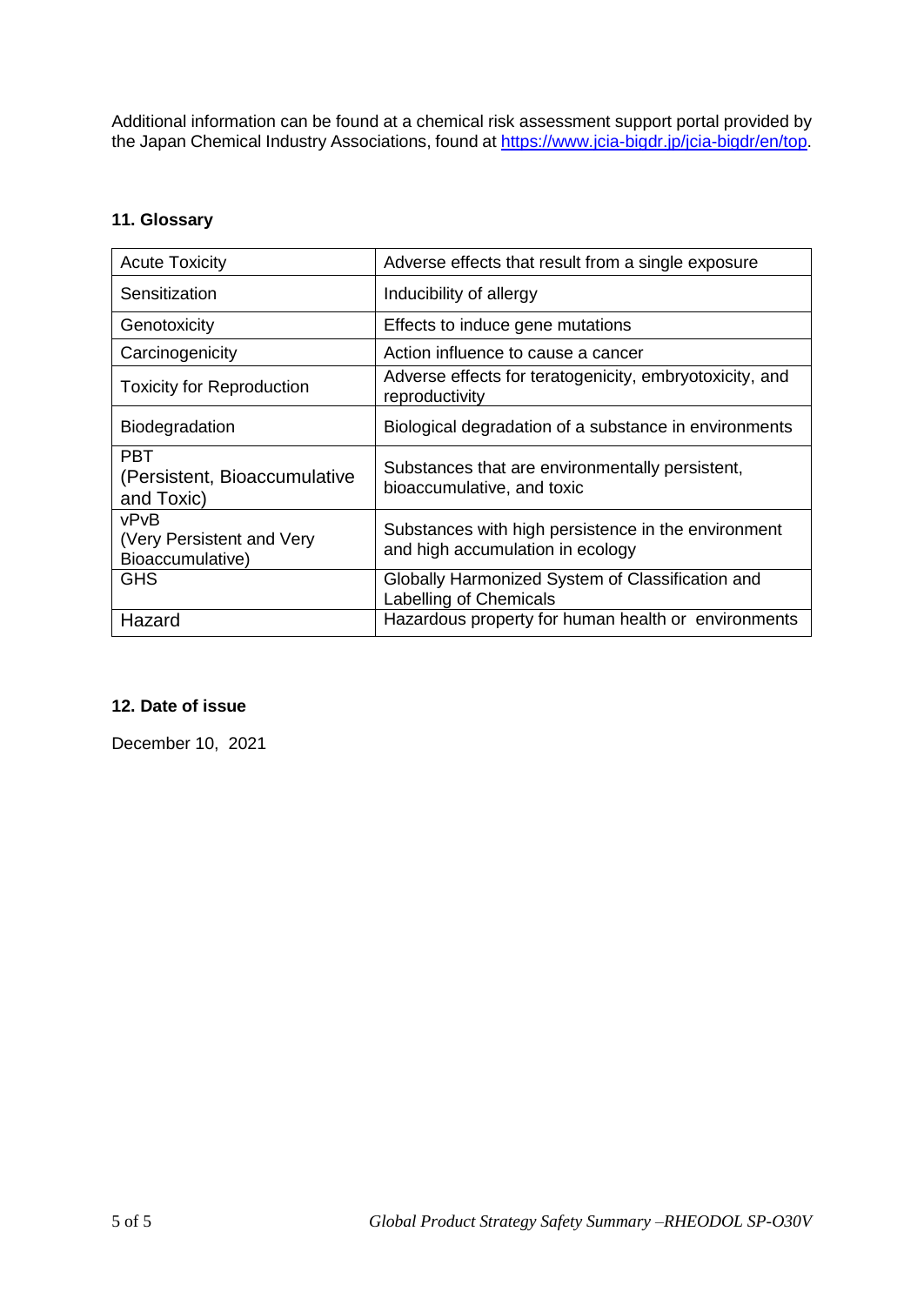Additional information can be found at a chemical risk assessment support portal provided by the Japan Chemical Industry Associations, found at [https://www.jcia-bigdr.jp/jcia-bigdr/en/top](https://www.jcia-bigdr.jp/jcia-bigdr/en/top).

## 11. Glossary

| | |
|---|---|
| Acute Toxicity | Adverse effects that result from a single exposure |
| Sensitization | Inducibility of allergy |
| Genotoxicity | Effects to induce gene mutations |
| Carcinogenicity | Action influence to cause a cancer |
| Toxicity for Reproduction | Adverse effects for teratogenicity, embryotoxicity, and reproductivity |
| Biodegradation | Biological degradation of a substance in environments |
| PBT (Persistent, Bioaccumulative and Toxic) | Substances that are environmentally persistent, bioaccumulative, and toxic |
| vPvB (Very Persistent and Very Bioaccumulative) | Substances with high persistence in the environment and high accumulation in ecology |
| GHS | Globally Harmonized System of Classification and Labelling of Chemicals |
| Hazard | Hazardous property for human health or environments |

## 12. Date of issue

December 10, 2021